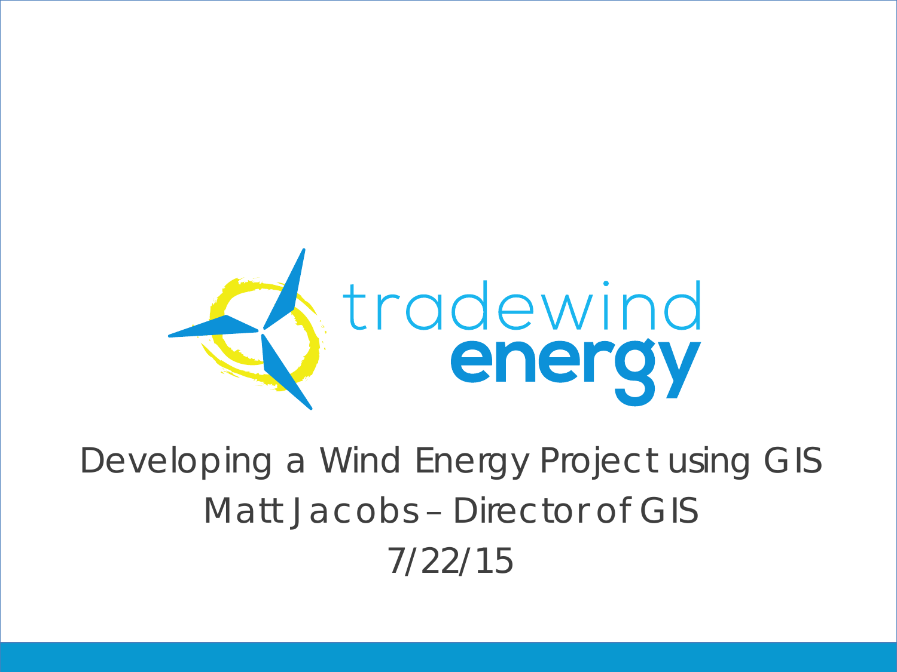tradewind energy

# Developing a Wind Energy Project using GIS

Matt Jacobs – Director of GIS

7/22/15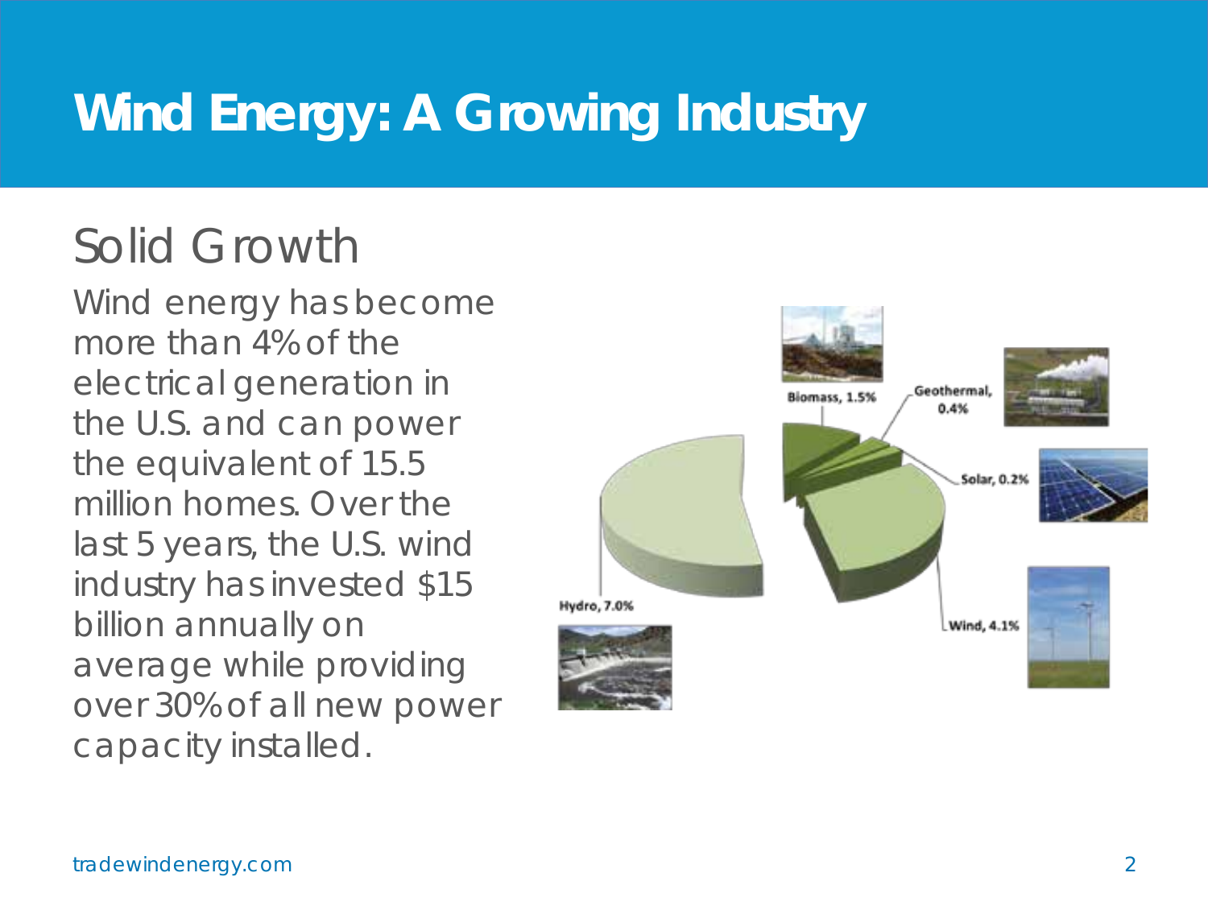# Wind Energy: A Growing Industry

## Solid Growth

Wind energy has become more than 4% of the electrical generation in the U.S. and can power the equivalent of 15.5 million homes. Over the last 5 years, the U.S. wind industry has invested $15 billion annually on average while providing over 30% of all new power capacity installed.

Biomass, 1.5%

Geothermal, 0.4%

Solar, 0.2%

Hydro, 7.0%

Wind, 4.1%

tradewindenergy.com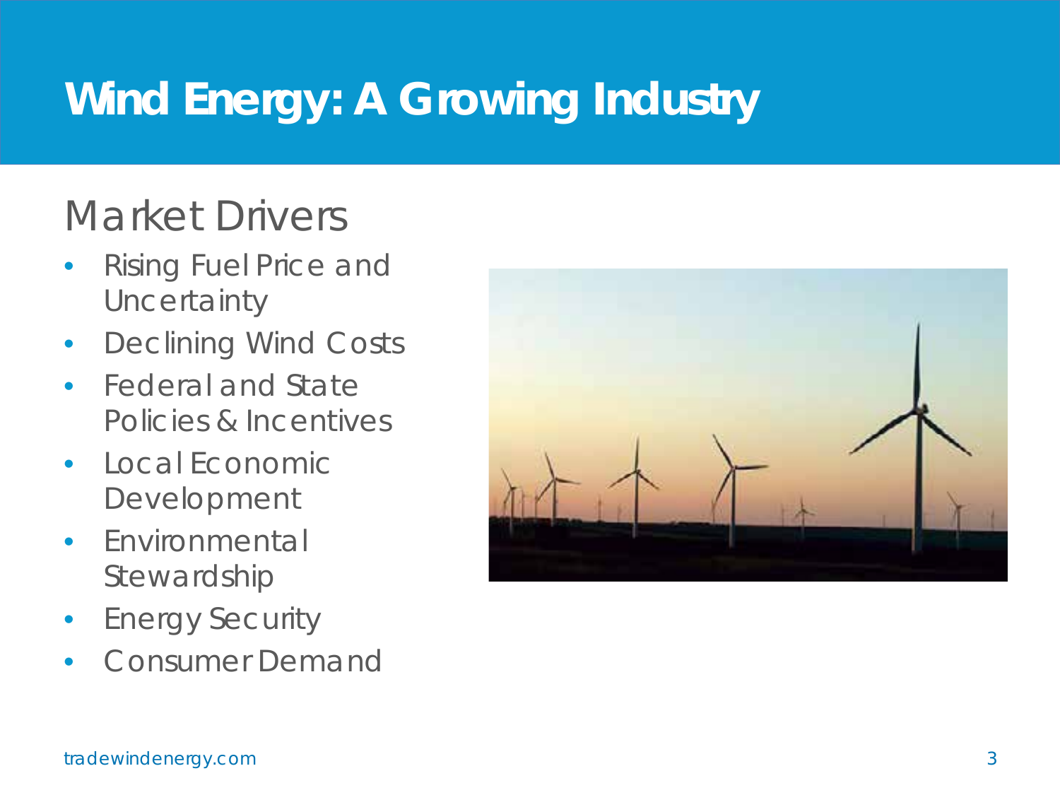# Wind Energy: A Growing Industry

## Market Drivers

- Rising Fuel Price and Uncertainty
- Declining Wind Costs
- Federal and State Policies & Incentives
- Local Economic Development
- Environmental Stewardship
- Energy Security
- Consumer Demand

tradewindenergy.com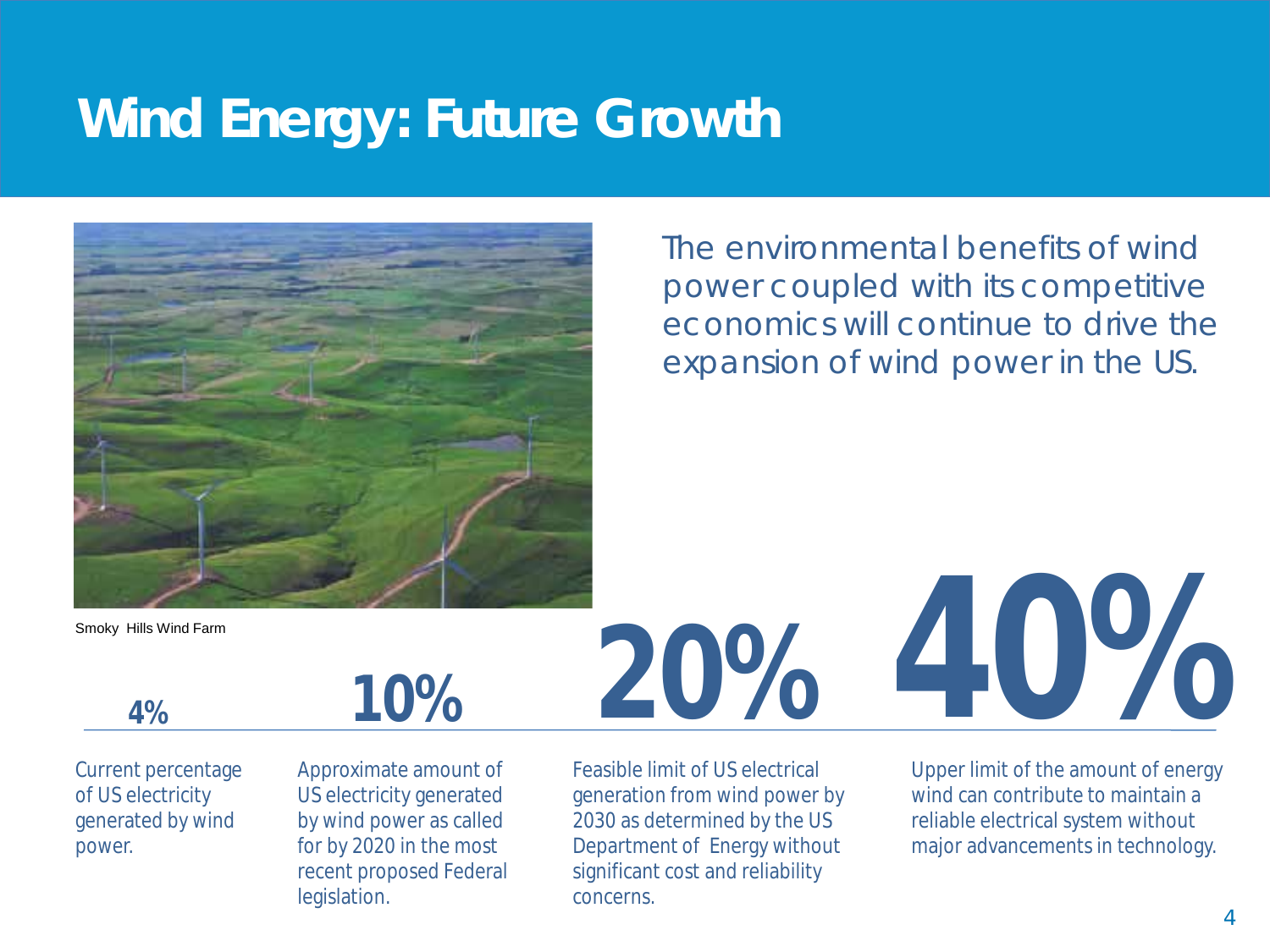# Wind Energy: Future Growth

Smoky Hills Wind Farm

The environmental benefits of wind power coupled with its competitive economics will continue to drive the expansion of wind power in the US.

**4%**

Current percentage of US electricity generated by wind power.

**10%**

Approximate amount of US electricity generated by wind power as called for by 2020 in the most recent proposed Federal legislation.

**20%**

Feasible limit of US electrical generation from wind power by 2030 as determined by the US Department of Energy without significant cost and reliability concerns.

**40%**

Upper limit of the amount of energy wind can contribute to maintain a reliable electrical system without major advancements in technology.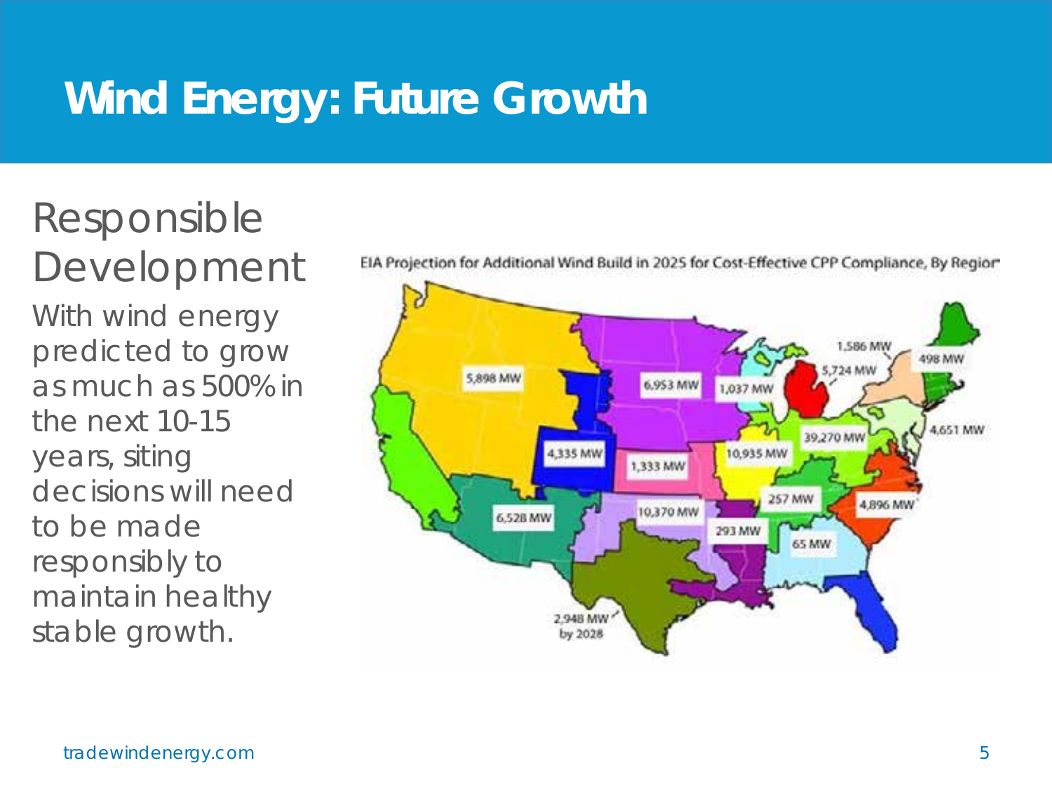# Wind Energy: Future Growth

## Responsible Development

With wind energy predicted to grow as much as 500% in the next 10-15 years, siting decisions will need to be made responsibly to maintain healthy stable growth.

EIA Projection for Additional Wind Build in 2025 for Cost-Effective CPP Compliance, By Region

5,898 MW
6,953 MW
1,037 MW
1,586 MW
5,724 MW
498 MW
4,335 MW
1,333 MW
10,935 MW
39,270 MW
4,651 MW
6,528 MW
10,370 MW
257 MW
4,896 MW
293 MW
65 MW
2,948 MW by 2028

tradewindenergy.com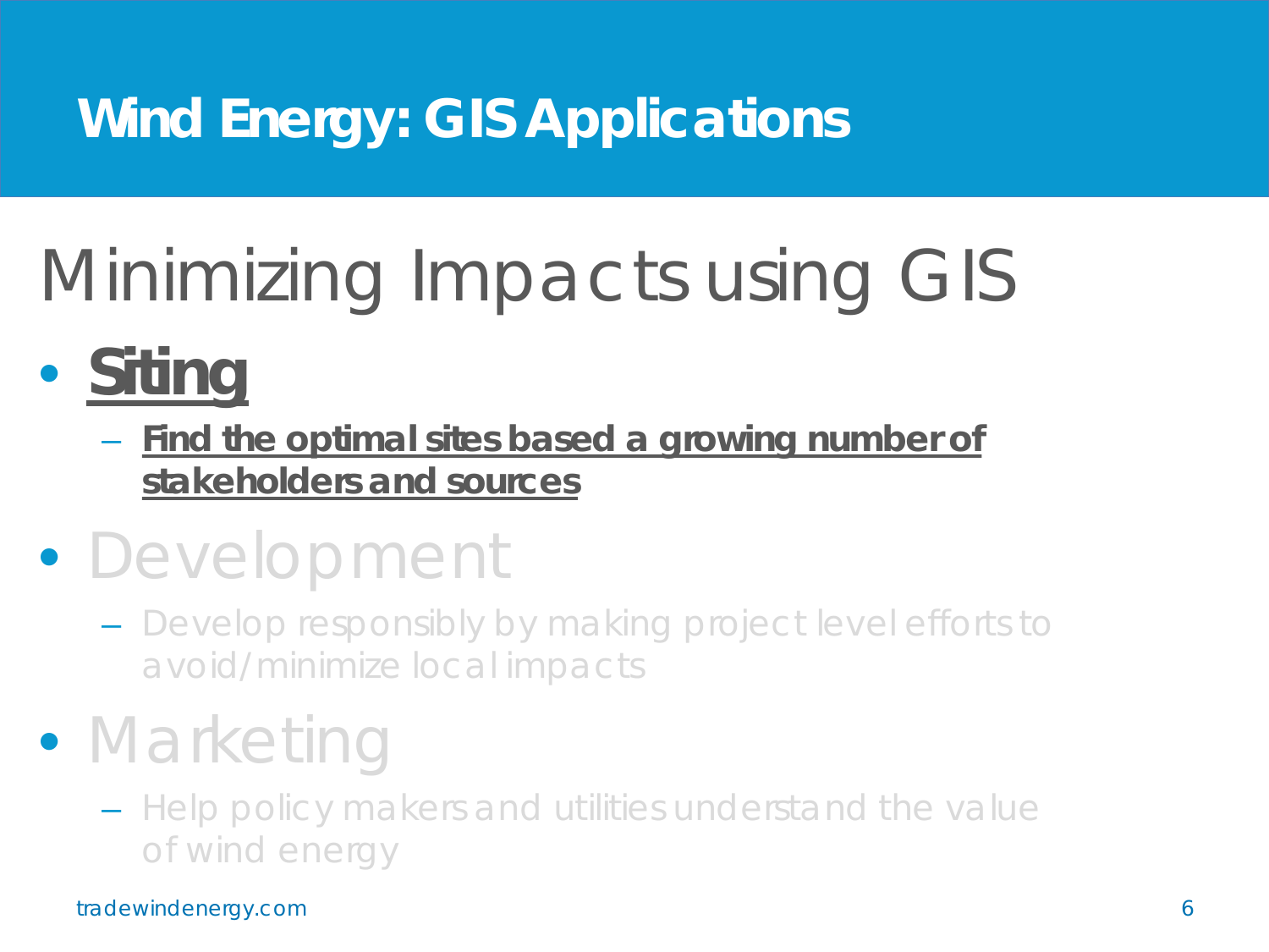# Wind Energy: GIS Applications

## Minimizing Impacts using GIS

- **Siting**
  - **Find the optimal sites based a growing number of stakeholders and sources**
- Development
  - Develop responsibly by making project level efforts to avoid/minimize local impacts
- Marketing
  - Help policy makers and utilities understand the value of wind energy

tradewindenergy.com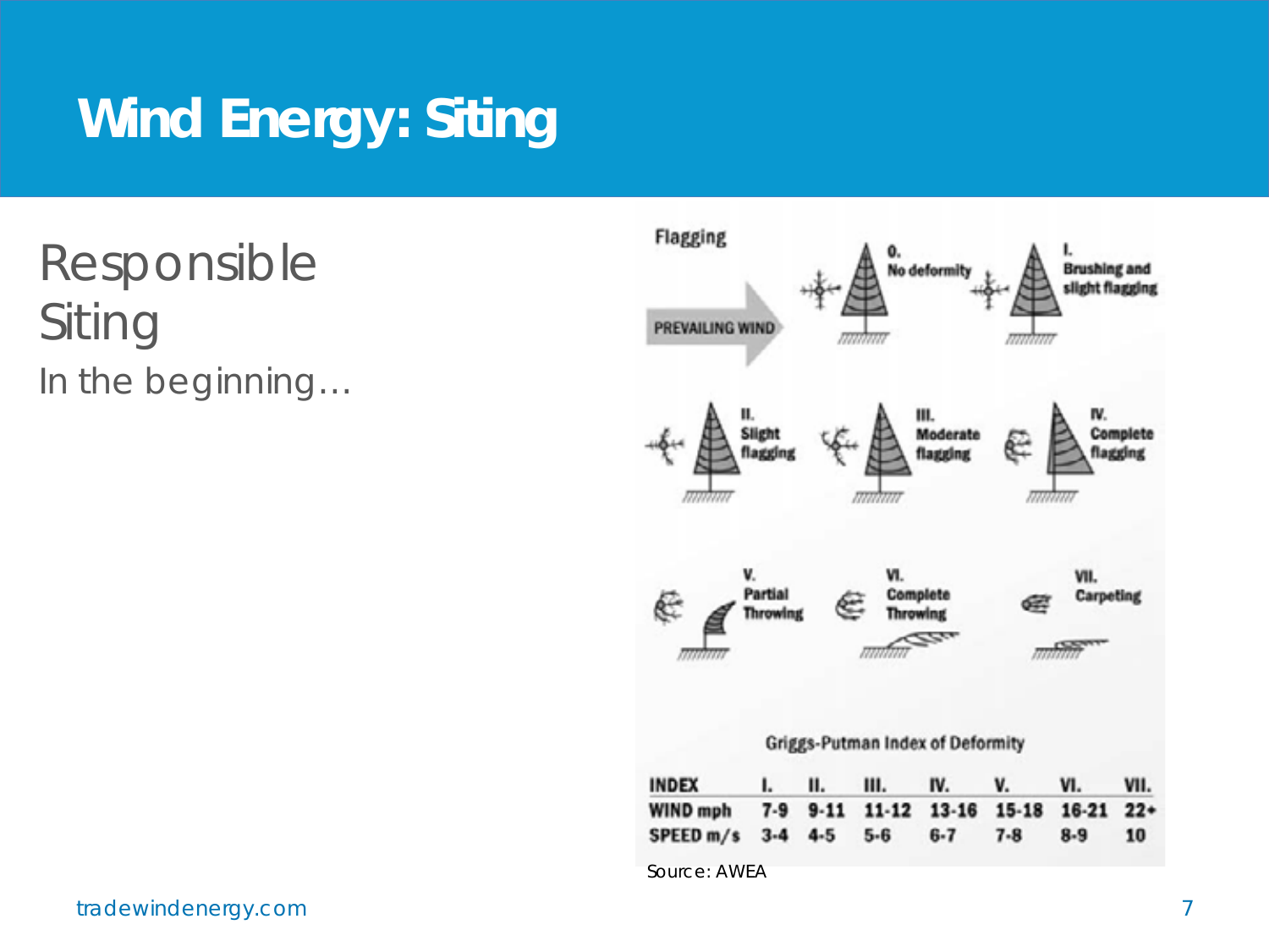# Wind Energy: Siting

## Responsible Siting

In the beginning…

Flagging

PREVAILING WIND

0. No deformity

I. Brushing and slight flagging

II. Slight flagging

III. Moderate flagging

IV. Complete flagging

V. Partial Throwing

VI. Complete Throwing

VII. Carpeting

Griggs-Putman Index of Deformity

| INDEX | I. | II. | III. | IV. | V. | VI. | VII. |
|---|---|---|---|---|---|---|---|
| WIND mph | 7-9 | 9-11 | 11-12 | 13-16 | 15-18 | 16-21 | 22+ |
| SPEED m/s | 3-4 | 4-5 | 5-6 | 6-7 | 7-8 | 8-9 | 10 |

Source: AWEA

tradewindenergy.com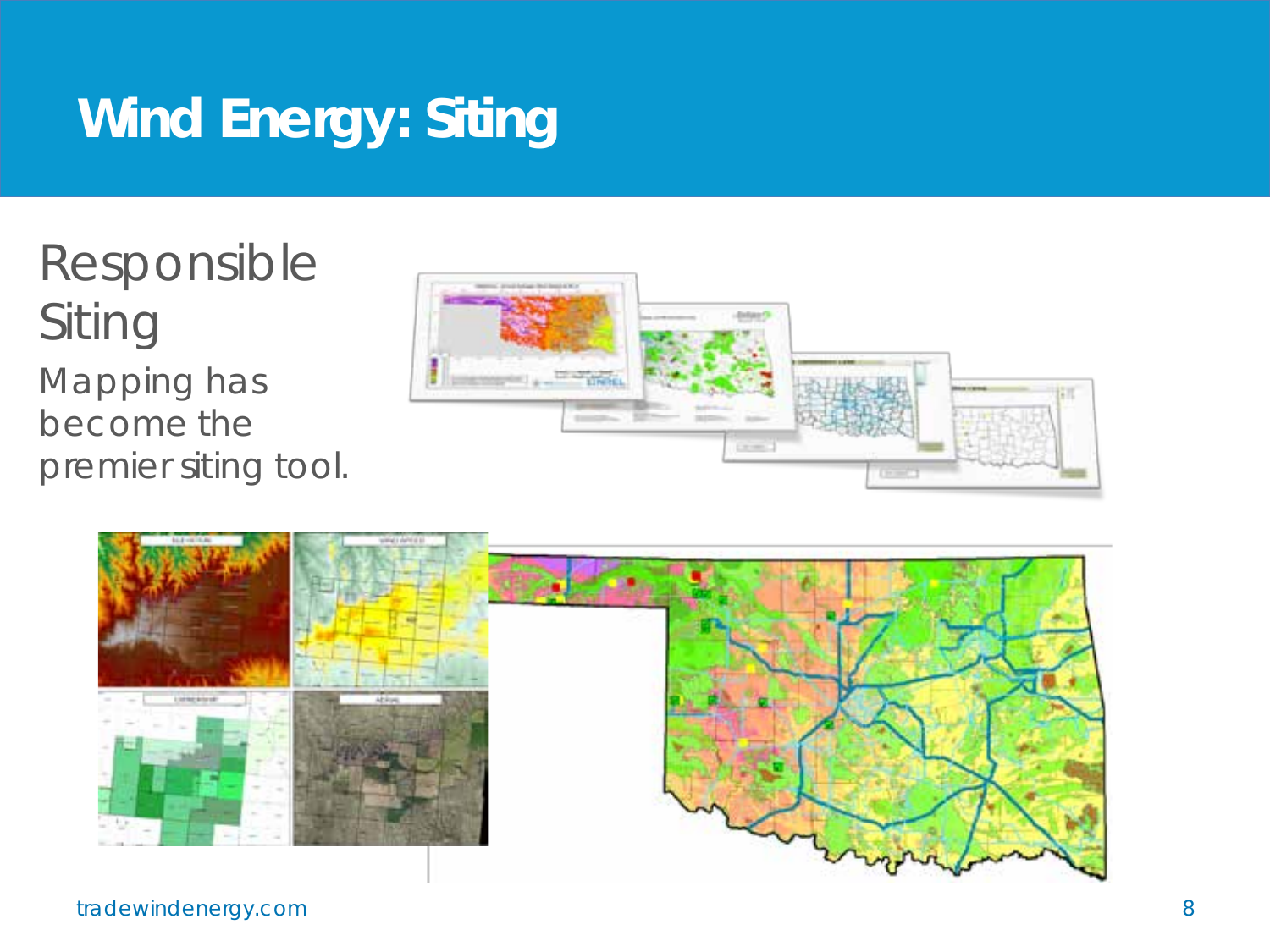# Wind Energy: Siting

## Responsible Siting

Mapping has become the premier siting tool.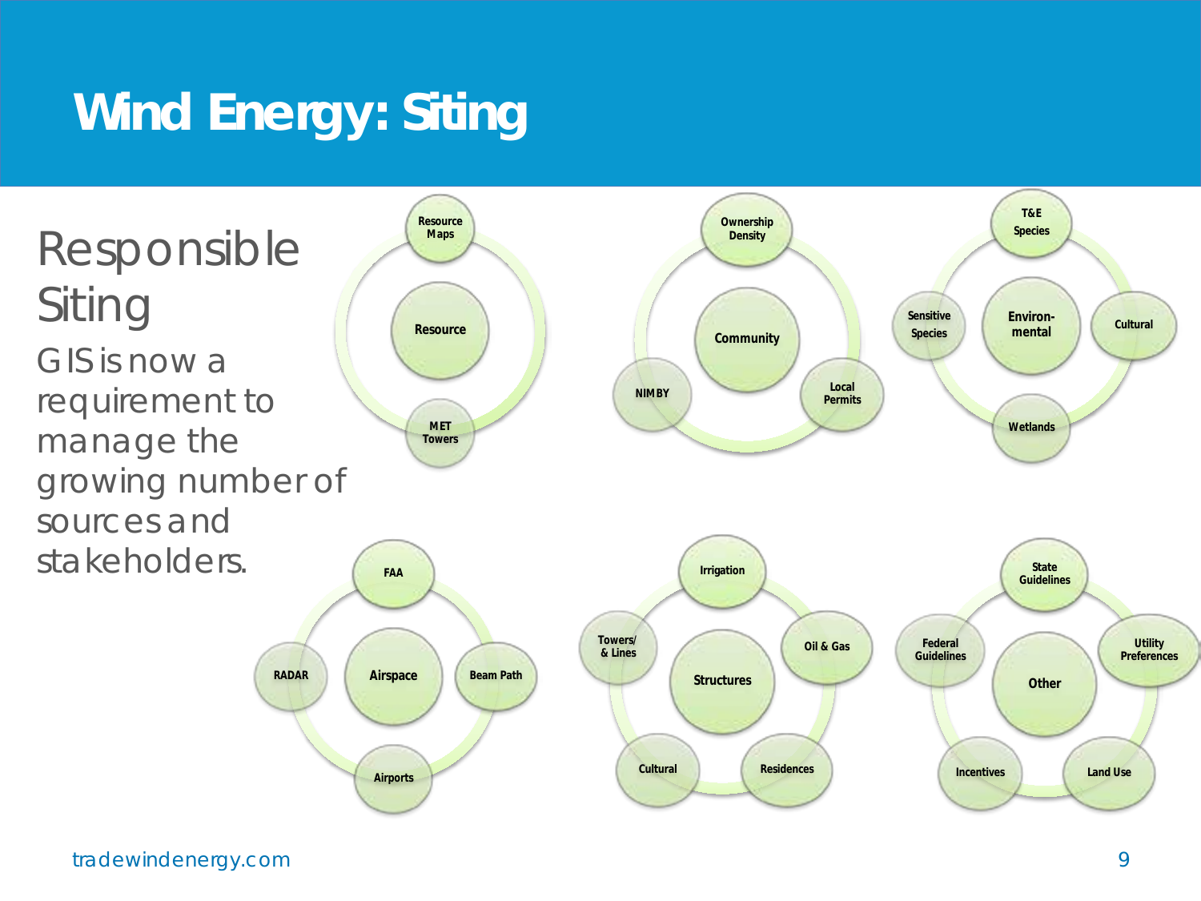# Wind Energy: Siting

## Responsible Siting

GIS is now a requirement to manage the growing number of sources and stakeholders.

- **Resource**
  - Resource Maps
  - MET Towers
- **Community**
  - Ownership Density
  - NIMBY
  - Local Permits
- **Environmental**
  - T&E Species
  - Sensitive Species
  - Cultural
  - Wetlands
- **Airspace**
  - FAA
  - RADAR
  - Beam Path
  - Airports
- **Structures**
  - Irrigation
  - Towers/ & Lines
  - Oil & Gas
  - Cultural
  - Residences
- **Other**
  - State Guidelines
  - Federal Guidelines
  - Utility Preferences
  - Incentives
  - Land Use

tradewindenergy.com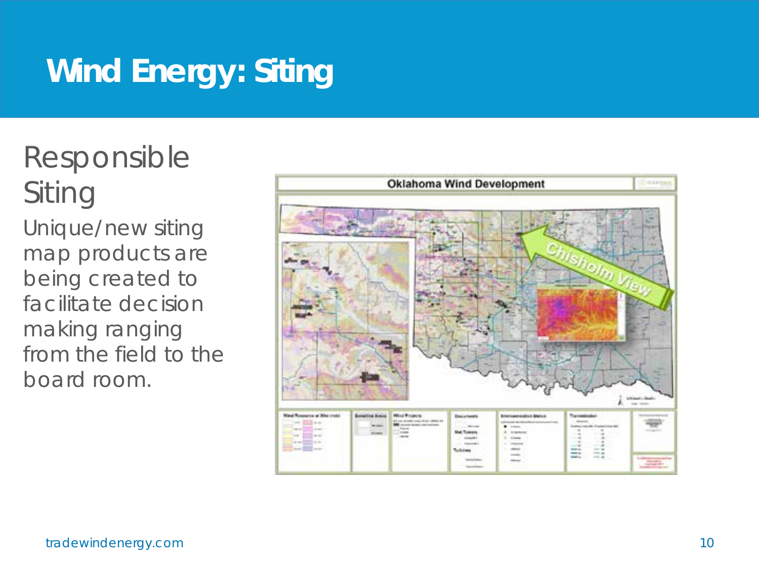# Wind Energy: Siting

## Responsible Siting

Unique/new siting map products are being created to facilitate decision making ranging from the field to the board room.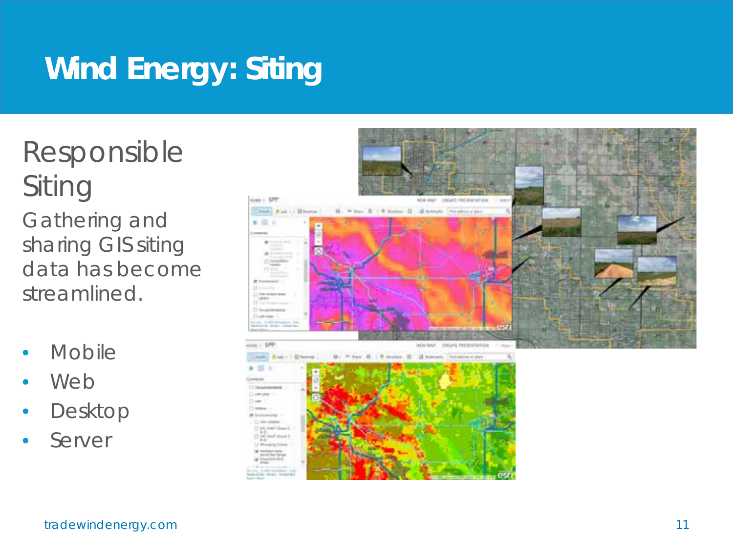# Wind Energy: Siting

## Responsible Siting

Gathering and sharing GIS siting data has become streamlined.

- Mobile
- Web
- Desktop
- Server

tradewindenergy.com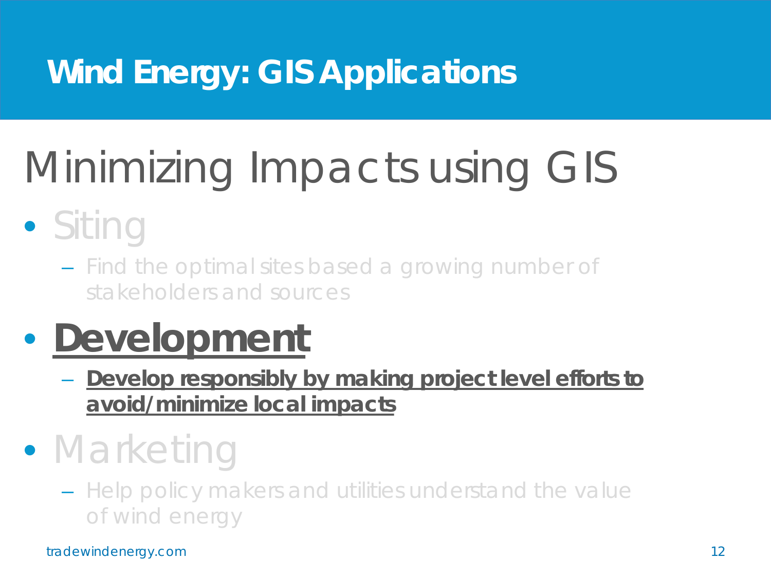# Wind Energy: GIS Applications

## Minimizing Impacts using GIS

- Siting
  - Find the optimal sites based a growing number of stakeholders and sources
- **Development**
  - **Develop responsibly by making project level efforts to avoid/minimize local impacts**
- Marketing
  - Help policy makers and utilities understand the value of wind energy

tradewindenergy.com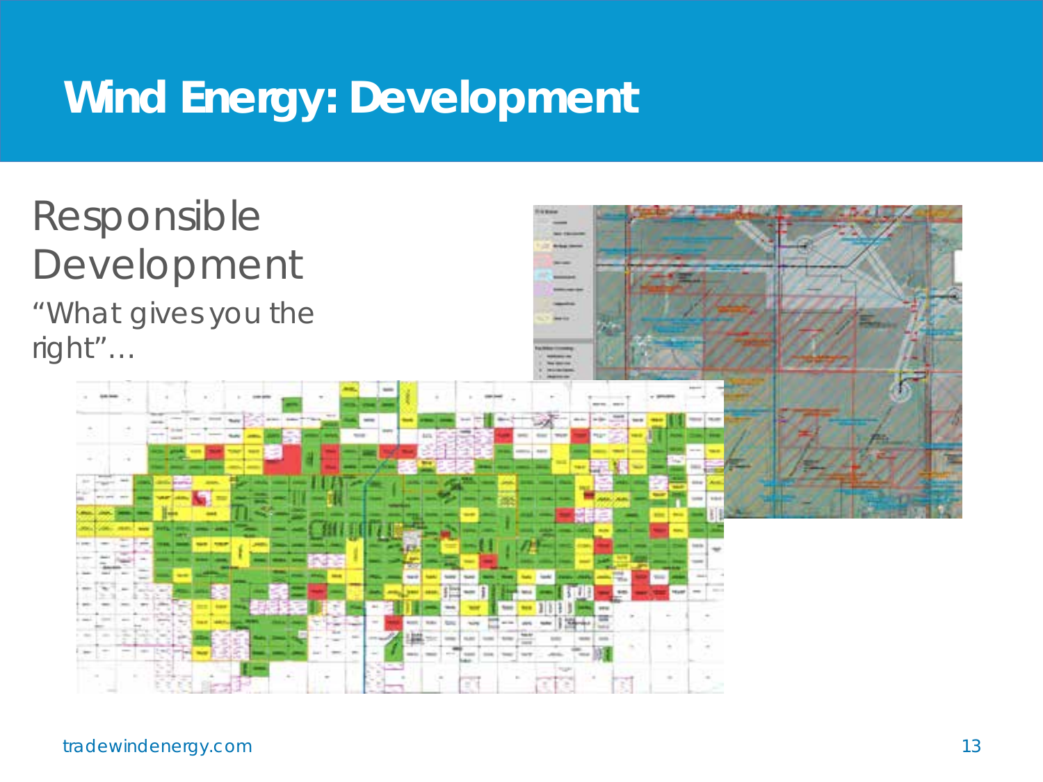# Wind Energy: Development

## Responsible Development

"What gives you the right"…

tradewindenergy.com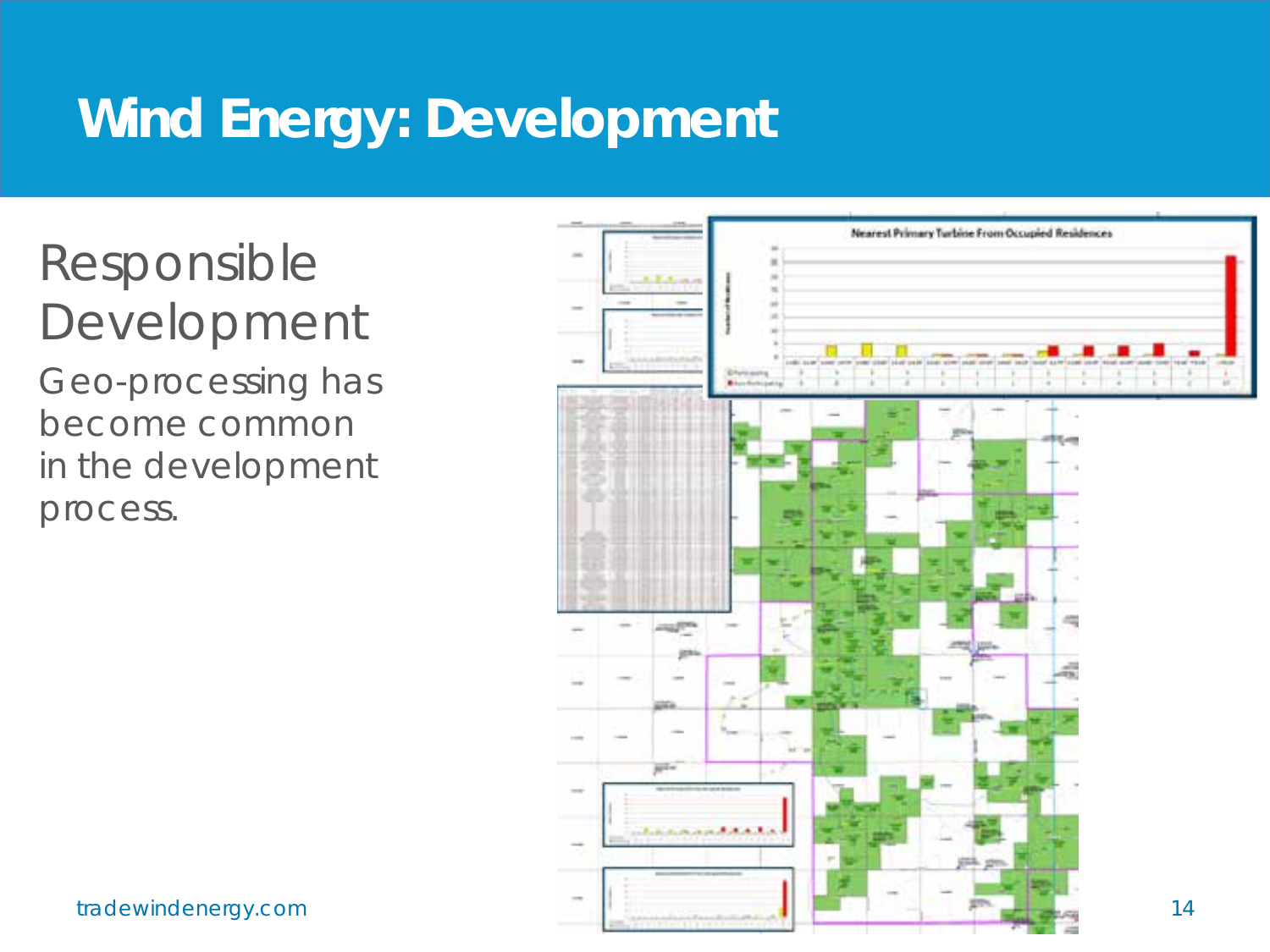# Wind Energy: Development

## Responsible Development

Geo-processing has become common in the development process.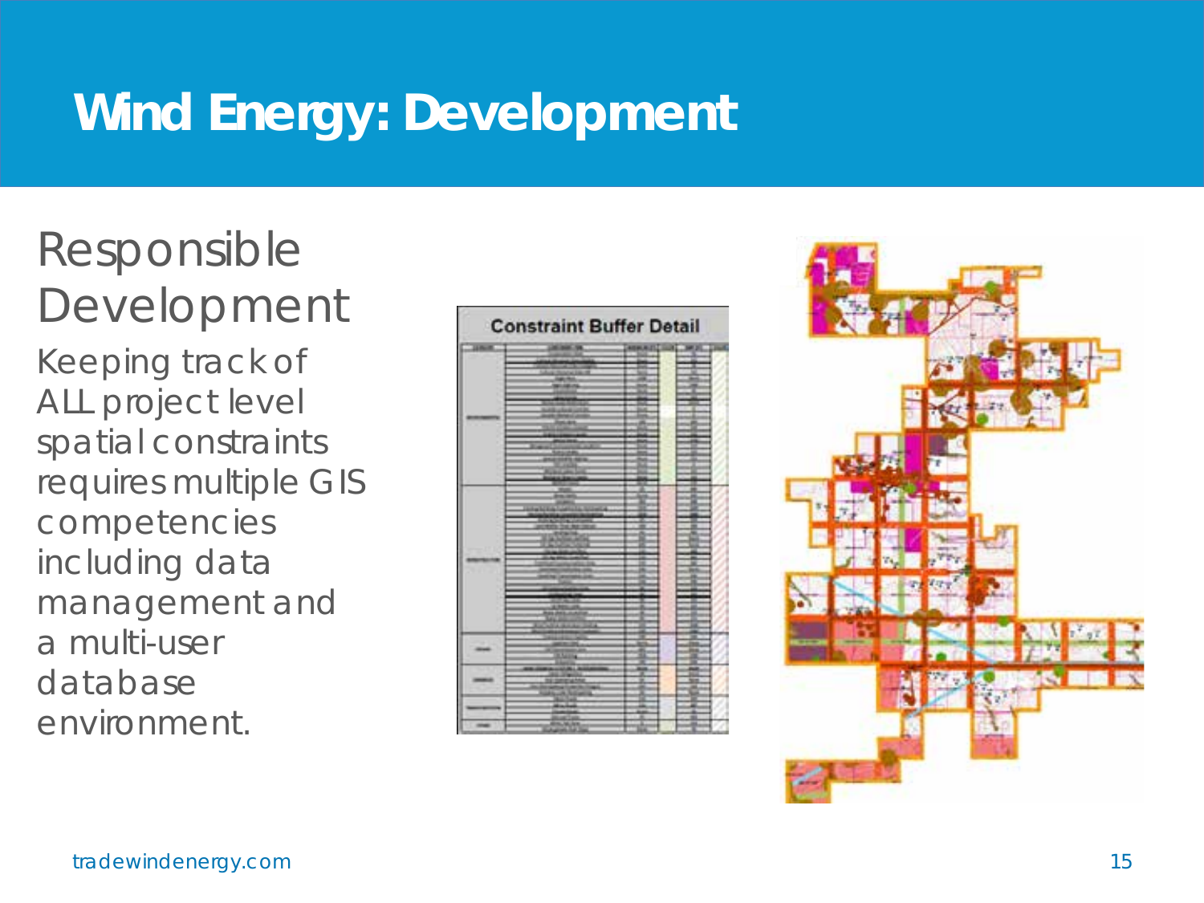# Wind Energy: Development

## Responsible Development

Keeping track of ALL project level spatial constraints requires multiple GIS competencies including data management and a multi-user database environment.

Constraint Buffer Detail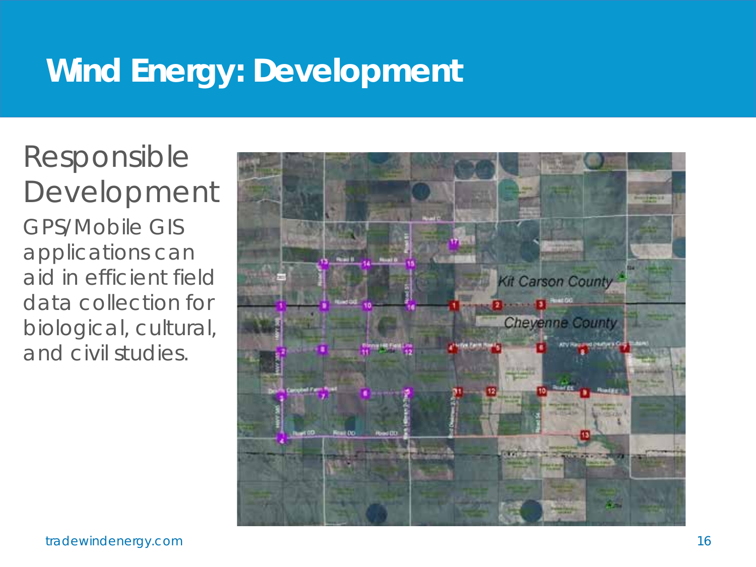# Wind Energy: Development

## Responsible Development

GPS/Mobile GIS applications can aid in efficient field data collection for biological, cultural, and civil studies.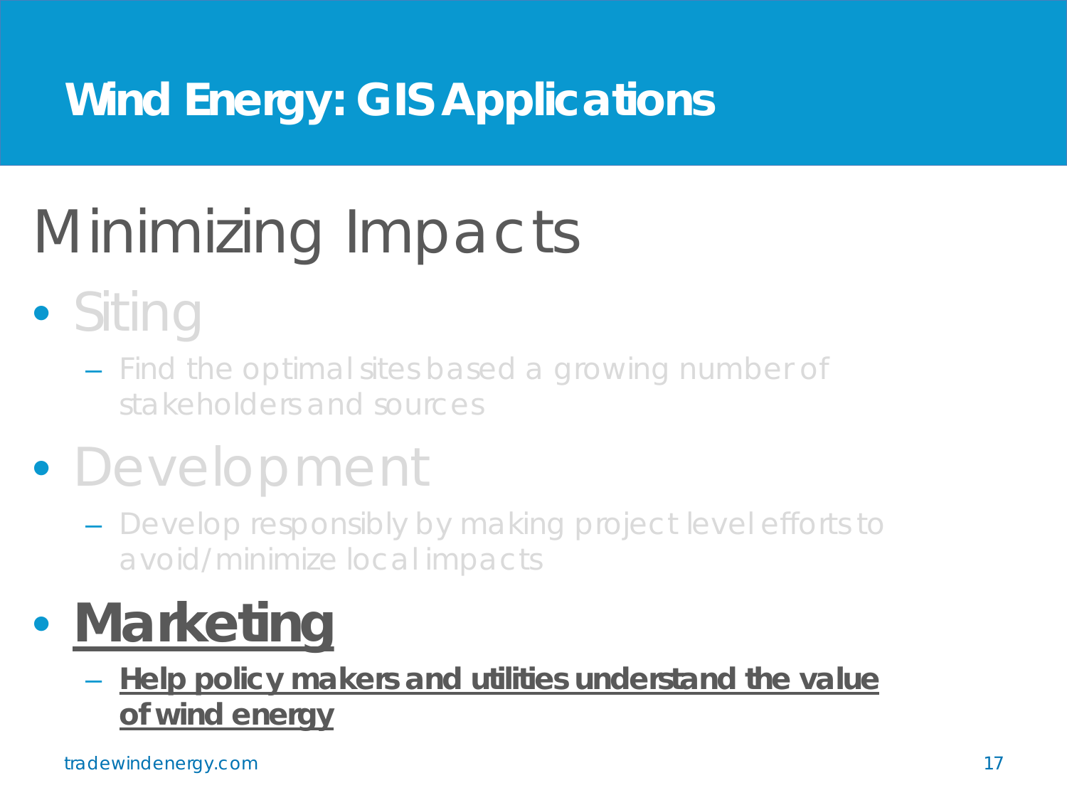# Wind Energy: GIS Applications

## Minimizing Impacts

- Siting
  - Find the optimal sites based a growing number of stakeholders and sources
- Development
  - Develop responsibly by making project level efforts to avoid/minimize local impacts
- **Marketing**
  - **Help policy makers and utilities understand the value of wind energy**

tradewindenergy.com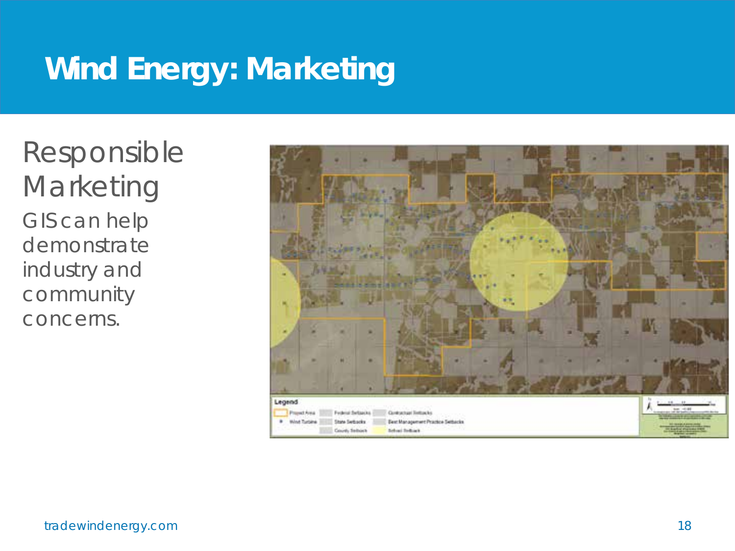# Wind Energy: Marketing

## Responsible Marketing

GIS can help demonstrate industry and community concerns.

tradewindenergy.com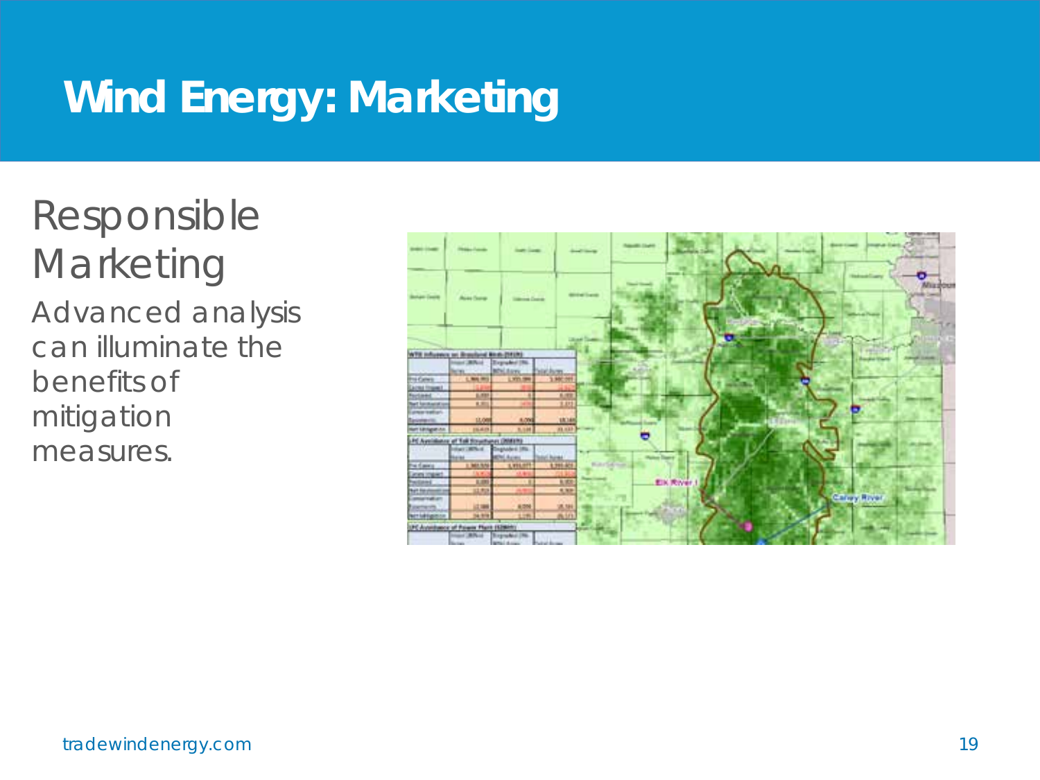# Wind Energy: Marketing

## Responsible Marketing

Advanced analysis can illuminate the benefits of mitigation measures.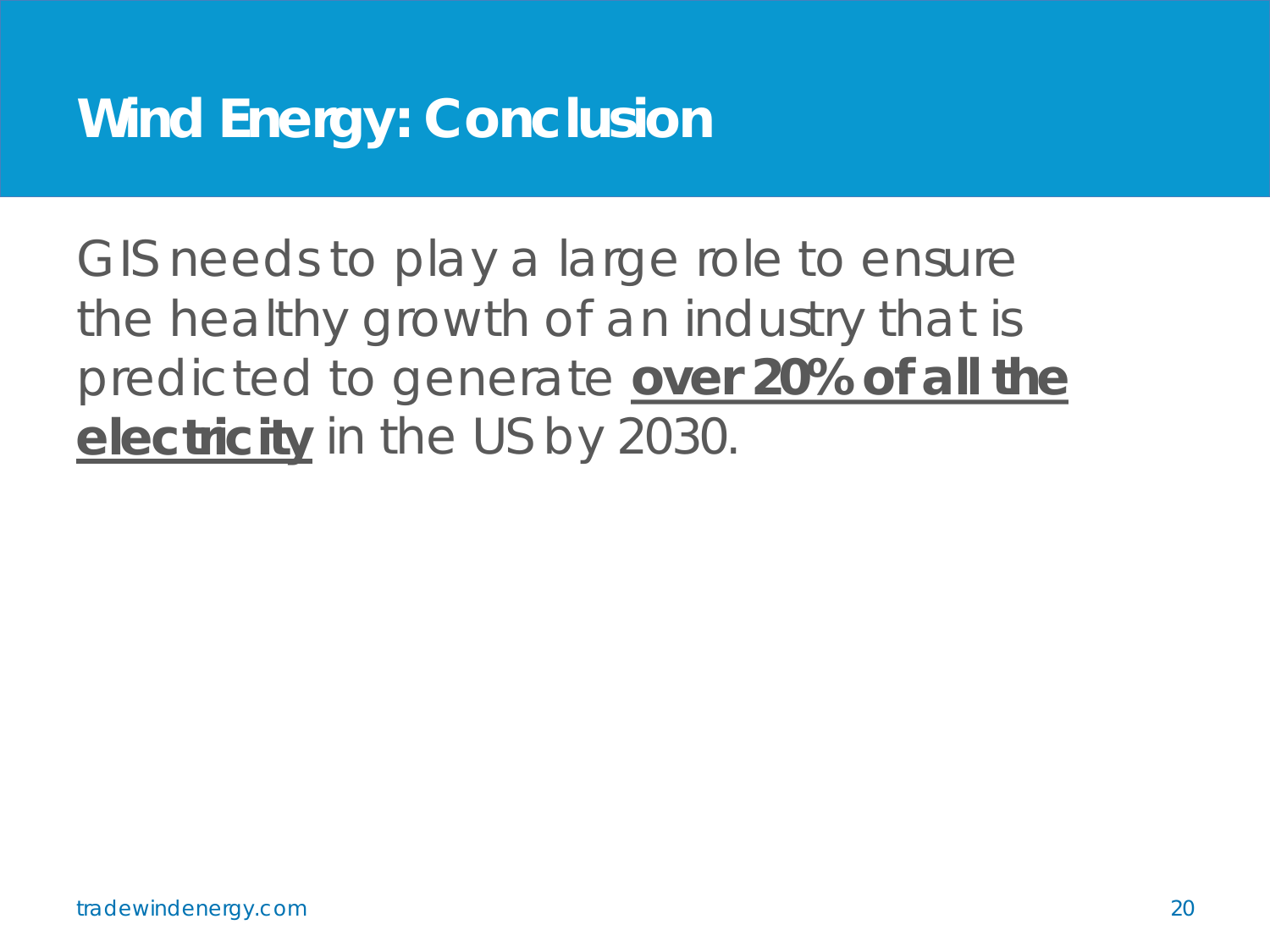# Wind Energy: Conclusion

GIS needs to play a large role to ensure the healthy growth of an industry that is predicted to generate **over 20% of all the electricity** in the US by 2030.

tradewindenergy.com